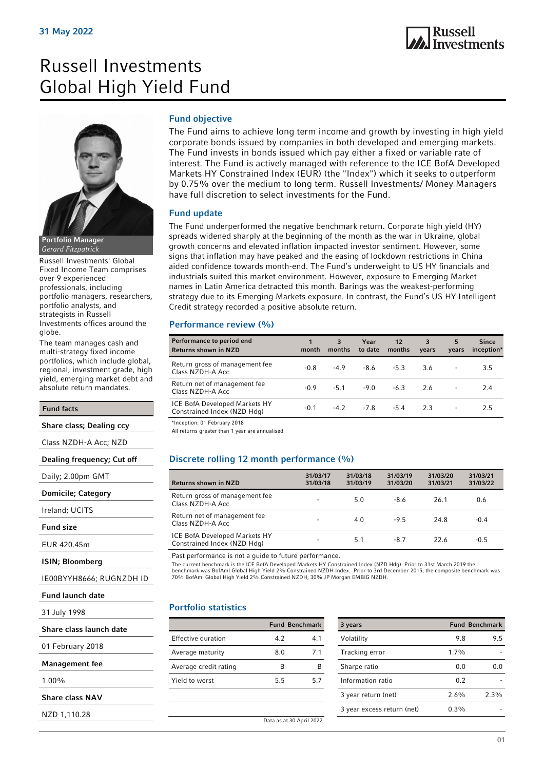31 May 2022

# Russell Investments Global High Yield Fund

**Portfolio Manager**
*Gerard Fitzpatrick*

Russell Investments' Global Fixed Income Team comprises over 9 experienced professionals, including portfolio managers, researchers, portfolio analysts, and strategists in Russell Investments offices around the globe.

The team manages cash and multi-strategy fixed income portfolios, which include global, regional, investment grade, high yield, emerging market debt and absolute return mandates.

| Fund facts |
|---|
| **Share class; Dealing ccy** |
| Class NZDH-A Acc; NZD |
| **Dealing frequency; Cut off** |
| Daily; 2.00pm GMT |
| **Domicile; Category** |
| Ireland; UCITS |
| **Fund size** |
| EUR 420.45m |
| **ISIN; Bloomberg** |
| IE00BYYH8666; RUGNZDH ID |
| **Fund launch date** |
| 31 July 1998 |
| **Share class launch date** |
| 01 February 2018 |
| **Management fee** |
| 1.00% |
| **Share class NAV** |
| NZD 1,110.28 |

## Fund objective

The Fund aims to achieve long term income and growth by investing in high yield corporate bonds issued by companies in both developed and emerging markets. The Fund invests in bonds issued which pay either a fixed or variable rate of interest. The Fund is actively managed with reference to the ICE BofA Developed Markets HY Constrained Index (EUR) (the "Index") which it seeks to outperform by 0.75% over the medium to long term. Russell Investments/ Money Managers have full discretion to select investments for the Fund.

## Fund update

The Fund underperformed the negative benchmark return. Corporate high yield (HY) spreads widened sharply at the beginning of the month as the war in Ukraine, global growth concerns and elevated inflation impacted investor sentiment. However, some signs that inflation may have peaked and the easing of lockdown restrictions in China aided confidence towards month-end. The Fund's underweight to US HY financials and industrials suited this market environment. However, exposure to Emerging Market names in Latin America detracted this month. Barings was the weakest-performing strategy due to its Emerging Markets exposure. In contrast, the Fund's US HY Intelligent Credit strategy recorded a positive absolute return.

## Performance review (%)

| Performance to period end Returns shown in NZD | 1 month | 3 months | Year to date | 12 months | 3 years | 5 years | Since inception* |
|---|---|---|---|---|---|---|---|
| Return gross of management fee Class NZDH-A Acc | -0.8 | -4.9 | -8.6 | -5.3 | 3.6 | - | 3.5 |
| Return net of management fee Class NZDH-A Acc | -0.9 | -5.1 | -9.0 | -6.3 | 2.6 | - | 2.4 |
| ICE BofA Developed Markets HY Constrained Index (NZD Hdg) | -0.1 | -4.2 | -7.8 | -5.4 | 2.3 | - | 2.5 |

*Inception: 01 February 2018

All returns greater than 1 year are annualised

## Discrete rolling 12 month performance (%)

| Returns shown in NZD | 31/03/17 31/03/18 | 31/03/18 31/03/19 | 31/03/19 31/03/20 | 31/03/20 31/03/21 | 31/03/21 31/03/22 |
|---|---|---|---|---|---|
| Return gross of management fee Class NZDH-A Acc | - | 5.0 | -8.6 | 26.1 | 0.6 |
| Return net of management fee Class NZDH-A Acc | - | 4.0 | -9.5 | 24.8 | -0.4 |
| ICE BofA Developed Markets HY Constrained Index (NZD Hdg) | - | 5.1 | -8.7 | 22.6 | -0.5 |

Past performance is not a guide to future performance.

The current benchmark is the ICE BofA Developed Markets HY Constrained Index (NZD Hdg). Prior to 31st March 2019 the benchmark was BofAml Global High Yield 2% Constrained NZDH Index. Prior to 3rd December 2015, the composite benchmark was 70% BofAml Global High Yield 2% Constrained NZDH, 30% JP Morgan EMBIG NZDH.

## Portfolio statistics

| | Fund | Benchmark |
|---|---|---|
| Effective duration | 4.2 | 4.1 |
| Average maturity | 8.0 | 7.1 |
| Average credit rating | B | B |
| Yield to worst | 5.5 | 5.7 |

| 3 years | Fund | Benchmark |
|---|---|---|
| Volatility | 9.8 | 9.5 |
| Tracking error | 1.7% | - |
| Sharpe ratio | 0.0 | 0.0 |
| Information ratio | 0.2 | - |
| 3 year return (net) | 2.6% | 2.3% |
| 3 year excess return (net) | 0.3% | - |

Data as at 30 April 2022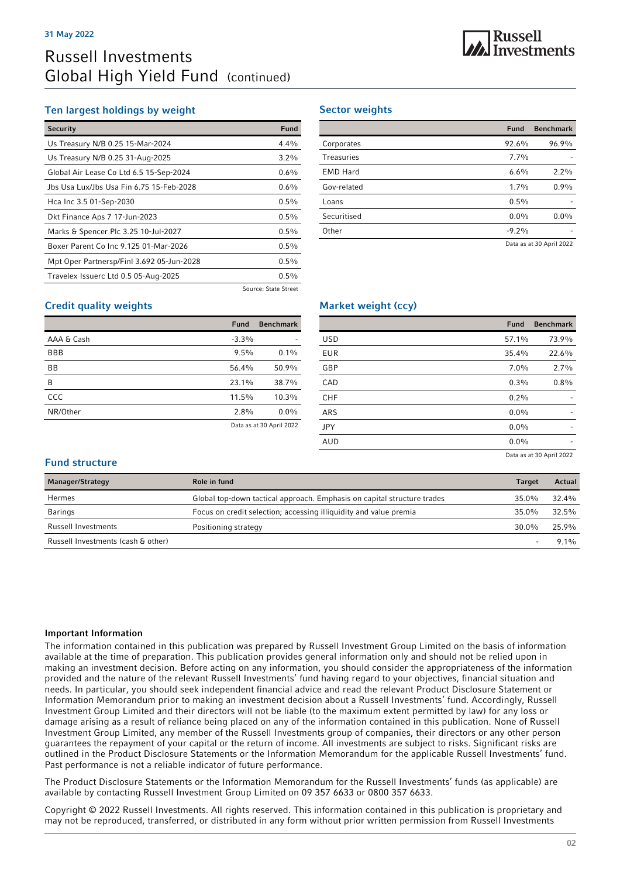31 May 2022

# Russell Investments Global High Yield Fund (continued)

## Ten largest holdings by weight

| Security | Fund |
|---|---|
| Us Treasury N/B 0.25 15-Mar-2024 | 4.4% |
| Us Treasury N/B 0.25 31-Aug-2025 | 3.2% |
| Global Air Lease Co Ltd 6.5 15-Sep-2024 | 0.6% |
| Jbs Usa Lux/Jbs Usa Fin 6.75 15-Feb-2028 | 0.6% |
| Hca Inc 3.5 01-Sep-2030 | 0.5% |
| Dkt Finance Aps 7 17-Jun-2023 | 0.5% |
| Marks & Spencer Plc 3.25 10-Jul-2027 | 0.5% |
| Boxer Parent Co Inc 9.125 01-Mar-2026 | 0.5% |
| Mpt Oper Partnersp/Finl 3.692 05-Jun-2028 | 0.5% |
| Travelex Issuerc Ltd 0.5 05-Aug-2025 | 0.5% |

Source: State Street

## Sector weights

| | Fund | Benchmark |
|---|---|---|
| Corporates | 92.6% | 96.9% |
| Treasuries | 7.7% | - |
| EMD Hard | 6.6% | 2.2% |
| Gov-related | 1.7% | 0.9% |
| Loans | 0.5% | - |
| Securitised | 0.0% | 0.0% |
| Other | -9.2% | - |

Data as at 30 April 2022

## Credit quality weights

| | Fund | Benchmark |
|---|---|---|
| AAA & Cash | -3.3% | - |
| BBB | 9.5% | 0.1% |
| BB | 56.4% | 50.9% |
| B | 23.1% | 38.7% |
| CCC | 11.5% | 10.3% |
| NR/Other | 2.8% | 0.0% |

Data as at 30 April 2022

## Market weight (ccy)

| | Fund | Benchmark |
|---|---|---|
| USD | 57.1% | 73.9% |
| EUR | 35.4% | 22.6% |
| GBP | 7.0% | 2.7% |
| CAD | 0.3% | 0.8% |
| CHF | 0.2% | - |
| ARS | 0.0% | - |
| JPY | 0.0% | - |
| AUD | 0.0% | - |

Data as at 30 April 2022

## Fund structure

| Manager/Strategy | Role in fund | Target | Actual |
|---|---|---|---|
| Hermes | Global top-down tactical approach. Emphasis on capital structure trades | 35.0% | 32.4% |
| Barings | Focus on credit selection; accessing illiquidity and value premia | 35.0% | 32.5% |
| Russell Investments | Positioning strategy | 30.0% | 25.9% |
| Russell Investments (cash & other) | | - | 9.1% |

### Important Information

The information contained in this publication was prepared by Russell Investment Group Limited on the basis of information available at the time of preparation. This publication provides general information only and should not be relied upon in making an investment decision. Before acting on any information, you should consider the appropriateness of the information provided and the nature of the relevant Russell Investments' fund having regard to your objectives, financial situation and needs. In particular, you should seek independent financial advice and read the relevant Product Disclosure Statement or Information Memorandum prior to making an investment decision about a Russell Investments' fund. Accordingly, Russell Investment Group Limited and their directors will not be liable (to the maximum extent permitted by law) for any loss or damage arising as a result of reliance being placed on any of the information contained in this publication. None of Russell Investment Group Limited, any member of the Russell Investments group of companies, their directors or any other person guarantees the repayment of your capital or the return of income. All investments are subject to risks. Significant risks are outlined in the Product Disclosure Statements or the Information Memorandum for the applicable Russell Investments' fund. Past performance is not a reliable indicator of future performance.

The Product Disclosure Statements or the Information Memorandum for the Russell Investments' funds (as applicable) are available by contacting Russell Investment Group Limited on 09 357 6633 or 0800 357 6633.

Copyright © 2022 Russell Investments. All rights reserved. This information contained in this publication is proprietary and may not be reproduced, transferred, or distributed in any form without prior written permission from Russell Investments